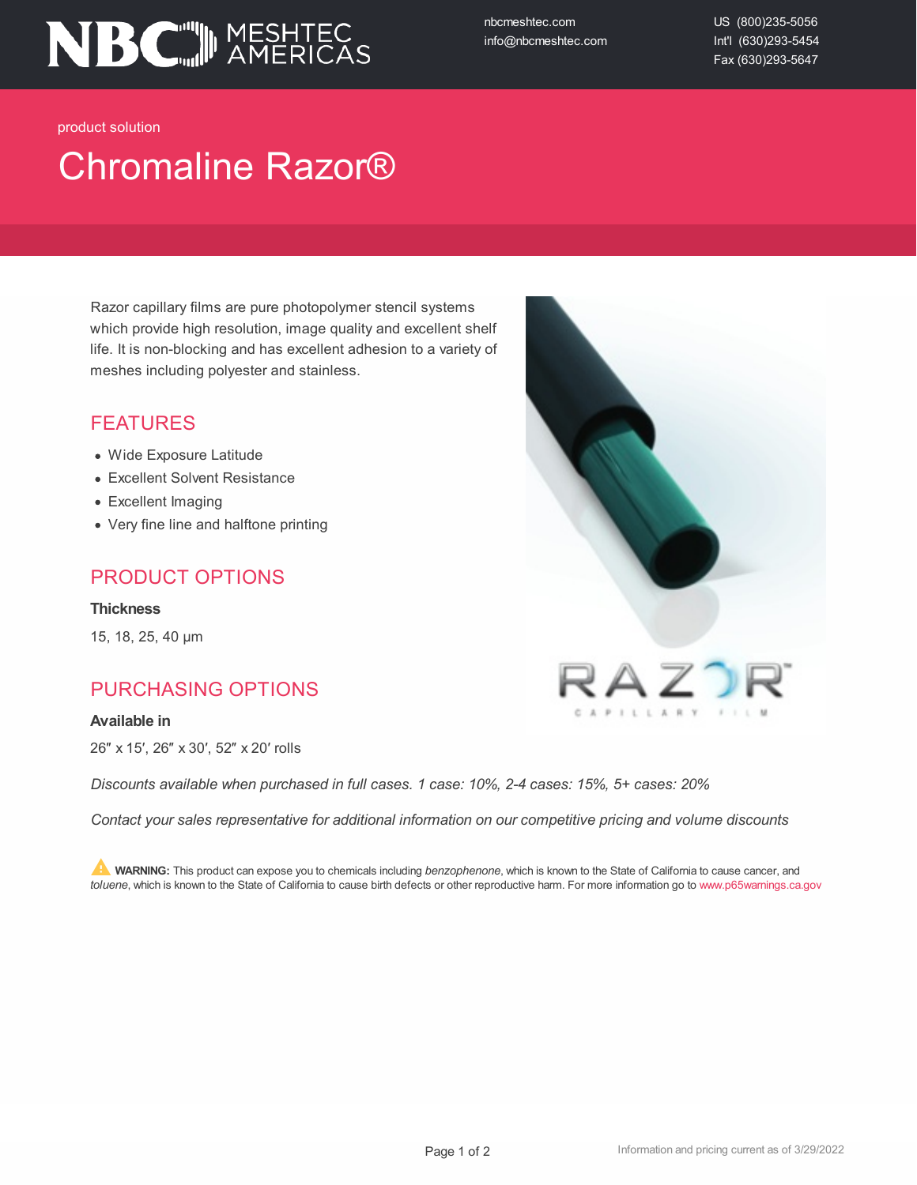NBC MESHTEC AMERICAS

nbcmeshtec.com
info@nbcmeshtec.com

US (800)235-5056
Int'l (630)293-5454
Fax (630)293-5647

product solution

# Chromaline Razor®

Razor capillary films are pure photopolymer stencil systems which provide high resolution, image quality and excellent shelf life. It is non-blocking and has excellent adhesion to a variety of meshes including polyester and stainless.

## FEATURES

- Wide Exposure Latitude
- Excellent Solvent Resistance
- Excellent Imaging
- Very fine line and halftone printing

## PRODUCT OPTIONS

**Thickness**

15, 18, 25, 40 µm

## PURCHASING OPTIONS

**Available in**

26″ x 15′, 26″ x 30′, 52″ x 20′ rolls

*Discounts available when purchased in full cases. 1 case: 10%, 2-4 cases: 15%, 5+ cases: 20%*

*Contact your sales representative for additional information on our competitive pricing and volume discounts*

**WARNING:** This product can expose you to chemicals including *benzophenone*, which is known to the State of California to cause cancer, and *toluene*, which is known to the State of California to cause birth defects or other reproductive harm. For more information go to www.p65warnings.ca.gov

Information and pricing current as of 3/29/2022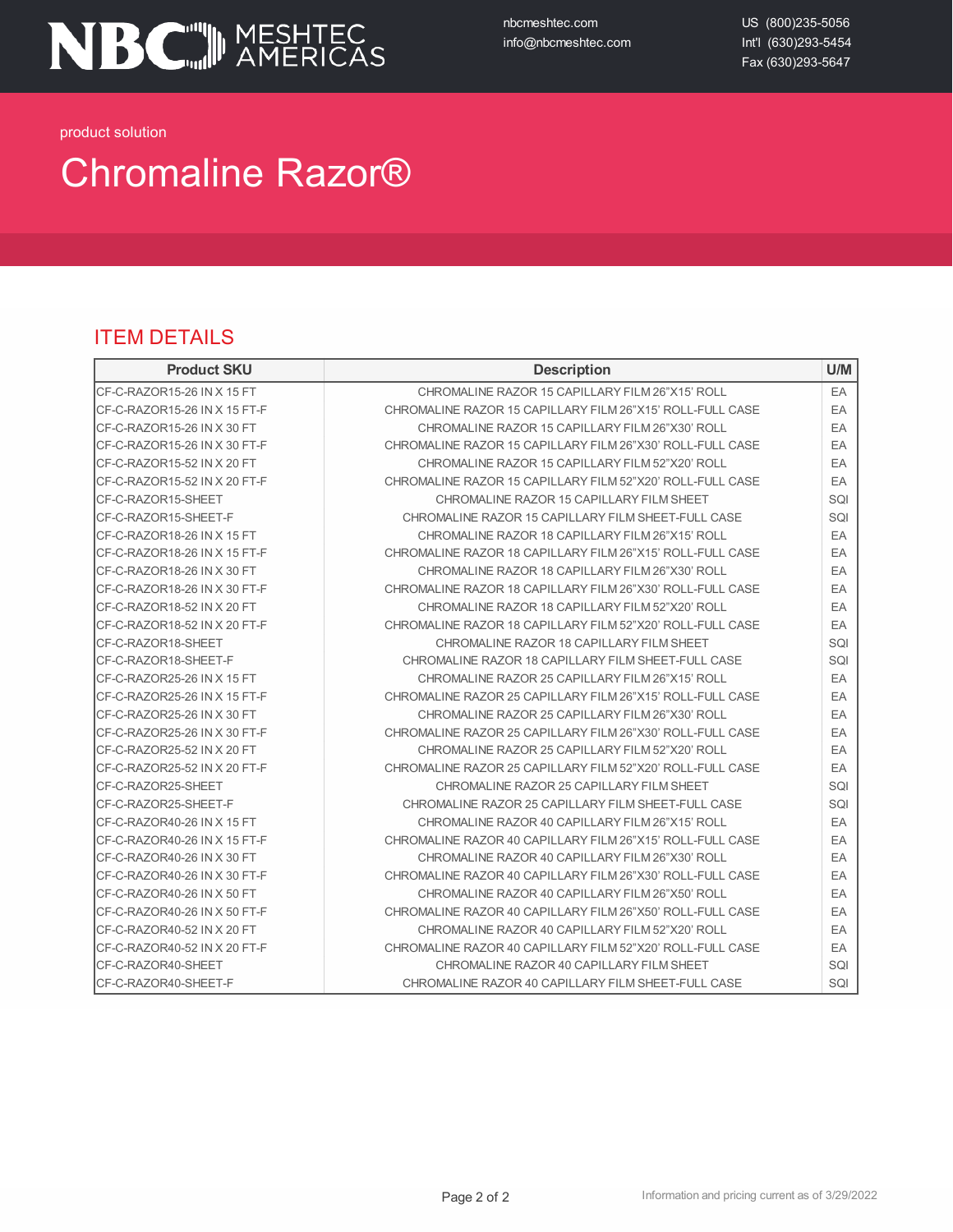NBC MESHTEC AMERICAS

nbcmeshtec.com
info@nbcmeshtec.com

US (800)235-5056
Int'l (630)293-5454
Fax (630)293-5647

product solution

# Chromaline Razor®

## ITEM DETAILS

| Product SKU | Description | U/M |
|---|---|---|
| CF-C-RAZOR15-26 IN X 15 FT | CHROMALINE RAZOR 15 CAPILLARY FILM 26"X15' ROLL | EA |
| CF-C-RAZOR15-26 IN X 15 FT-F | CHROMALINE RAZOR 15 CAPILLARY FILM 26"X15' ROLL-FULL CASE | EA |
| CF-C-RAZOR15-26 IN X 30 FT | CHROMALINE RAZOR 15 CAPILLARY FILM 26"X30' ROLL | EA |
| CF-C-RAZOR15-26 IN X 30 FT-F | CHROMALINE RAZOR 15 CAPILLARY FILM 26"X30' ROLL-FULL CASE | EA |
| CF-C-RAZOR15-52 IN X 20 FT | CHROMALINE RAZOR 15 CAPILLARY FILM 52"X20' ROLL | EA |
| CF-C-RAZOR15-52 IN X 20 FT-F | CHROMALINE RAZOR 15 CAPILLARY FILM 52"X20' ROLL-FULL CASE | EA |
| CF-C-RAZOR15-SHEET | CHROMALINE RAZOR 15 CAPILLARY FILM SHEET | SQI |
| CF-C-RAZOR15-SHEET-F | CHROMALINE RAZOR 15 CAPILLARY FILM SHEET-FULL CASE | SQI |
| CF-C-RAZOR18-26 IN X 15 FT | CHROMALINE RAZOR 18 CAPILLARY FILM 26"X15' ROLL | EA |
| CF-C-RAZOR18-26 IN X 15 FT-F | CHROMALINE RAZOR 18 CAPILLARY FILM 26"X15' ROLL-FULL CASE | EA |
| CF-C-RAZOR18-26 IN X 30 FT | CHROMALINE RAZOR 18 CAPILLARY FILM 26"X30' ROLL | EA |
| CF-C-RAZOR18-26 IN X 30 FT-F | CHROMALINE RAZOR 18 CAPILLARY FILM 26"X30' ROLL-FULL CASE | EA |
| CF-C-RAZOR18-52 IN X 20 FT | CHROMALINE RAZOR 18 CAPILLARY FILM 52"X20' ROLL | EA |
| CF-C-RAZOR18-52 IN X 20 FT-F | CHROMALINE RAZOR 18 CAPILLARY FILM 52"X20' ROLL-FULL CASE | EA |
| CF-C-RAZOR18-SHEET | CHROMALINE RAZOR 18 CAPILLARY FILM SHEET | SQI |
| CF-C-RAZOR18-SHEET-F | CHROMALINE RAZOR 18 CAPILLARY FILM SHEET-FULL CASE | SQI |
| CF-C-RAZOR25-26 IN X 15 FT | CHROMALINE RAZOR 25 CAPILLARY FILM 26"X15' ROLL | EA |
| CF-C-RAZOR25-26 IN X 15 FT-F | CHROMALINE RAZOR 25 CAPILLARY FILM 26"X15' ROLL-FULL CASE | EA |
| CF-C-RAZOR25-26 IN X 30 FT | CHROMALINE RAZOR 25 CAPILLARY FILM 26"X30' ROLL | EA |
| CF-C-RAZOR25-26 IN X 30 FT-F | CHROMALINE RAZOR 25 CAPILLARY FILM 26"X30' ROLL-FULL CASE | EA |
| CF-C-RAZOR25-52 IN X 20 FT | CHROMALINE RAZOR 25 CAPILLARY FILM 52"X20' ROLL | EA |
| CF-C-RAZOR25-52 IN X 20 FT-F | CHROMALINE RAZOR 25 CAPILLARY FILM 52"X20' ROLL-FULL CASE | EA |
| CF-C-RAZOR25-SHEET | CHROMALINE RAZOR 25 CAPILLARY FILM SHEET | SQI |
| CF-C-RAZOR25-SHEET-F | CHROMALINE RAZOR 25 CAPILLARY FILM SHEET-FULL CASE | SQI |
| CF-C-RAZOR40-26 IN X 15 FT | CHROMALINE RAZOR 40 CAPILLARY FILM 26"X15' ROLL | EA |
| CF-C-RAZOR40-26 IN X 15 FT-F | CHROMALINE RAZOR 40 CAPILLARY FILM 26"X15' ROLL-FULL CASE | EA |
| CF-C-RAZOR40-26 IN X 30 FT | CHROMALINE RAZOR 40 CAPILLARY FILM 26"X30' ROLL | EA |
| CF-C-RAZOR40-26 IN X 30 FT-F | CHROMALINE RAZOR 40 CAPILLARY FILM 26"X30' ROLL-FULL CASE | EA |
| CF-C-RAZOR40-26 IN X 50 FT | CHROMALINE RAZOR 40 CAPILLARY FILM 26"X50' ROLL | EA |
| CF-C-RAZOR40-26 IN X 50 FT-F | CHROMALINE RAZOR 40 CAPILLARY FILM 26"X50' ROLL-FULL CASE | EA |
| CF-C-RAZOR40-52 IN X 20 FT | CHROMALINE RAZOR 40 CAPILLARY FILM 52"X20' ROLL | EA |
| CF-C-RAZOR40-52 IN X 20 FT-F | CHROMALINE RAZOR 40 CAPILLARY FILM 52"X20' ROLL-FULL CASE | EA |
| CF-C-RAZOR40-SHEET | CHROMALINE RAZOR 40 CAPILLARY FILM SHEET | SQI |
| CF-C-RAZOR40-SHEET-F | CHROMALINE RAZOR 40 CAPILLARY FILM SHEET-FULL CASE | SQI |

Information and pricing current as of 3/29/2022